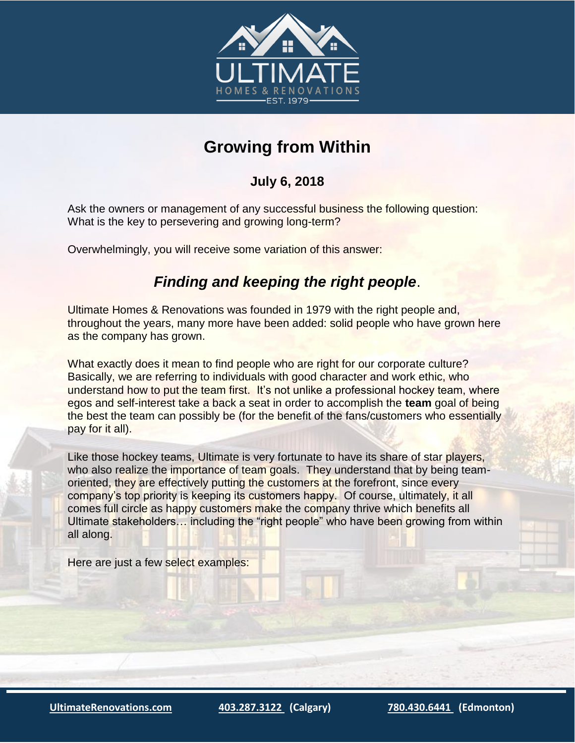# Growing from Within

**July 6, 2018**

Ask the owners or management of any successful business the following question: What is the key to persevering and growing long-term?

Overwhelmingly, you will receive some variation of this answer:

## ***Finding and keeping the right people***.

Ultimate Homes & Renovations was founded in 1979 with the right people and, throughout the years, many more have been added: solid people who have grown here as the company has grown.

What exactly does it mean to find people who are right for our corporate culture? Basically, we are referring to individuals with good character and work ethic, who understand how to put the team first. It's not unlike a professional hockey team, where egos and self-interest take a back a seat in order to accomplish the **team** goal of being the best the team can possibly be (for the benefit of the fans/customers who essentially pay for it all).

Like those hockey teams, Ultimate is very fortunate to have its share of star players, who also realize the importance of team goals. They understand that by being team-oriented, they are effectively putting the customers at the forefront, since every company's top priority is keeping its customers happy. Of course, ultimately, it all comes full circle as happy customers make the company thrive which benefits all Ultimate stakeholders… including the "right people" who have been growing from within all along.

Here are just a few select examples: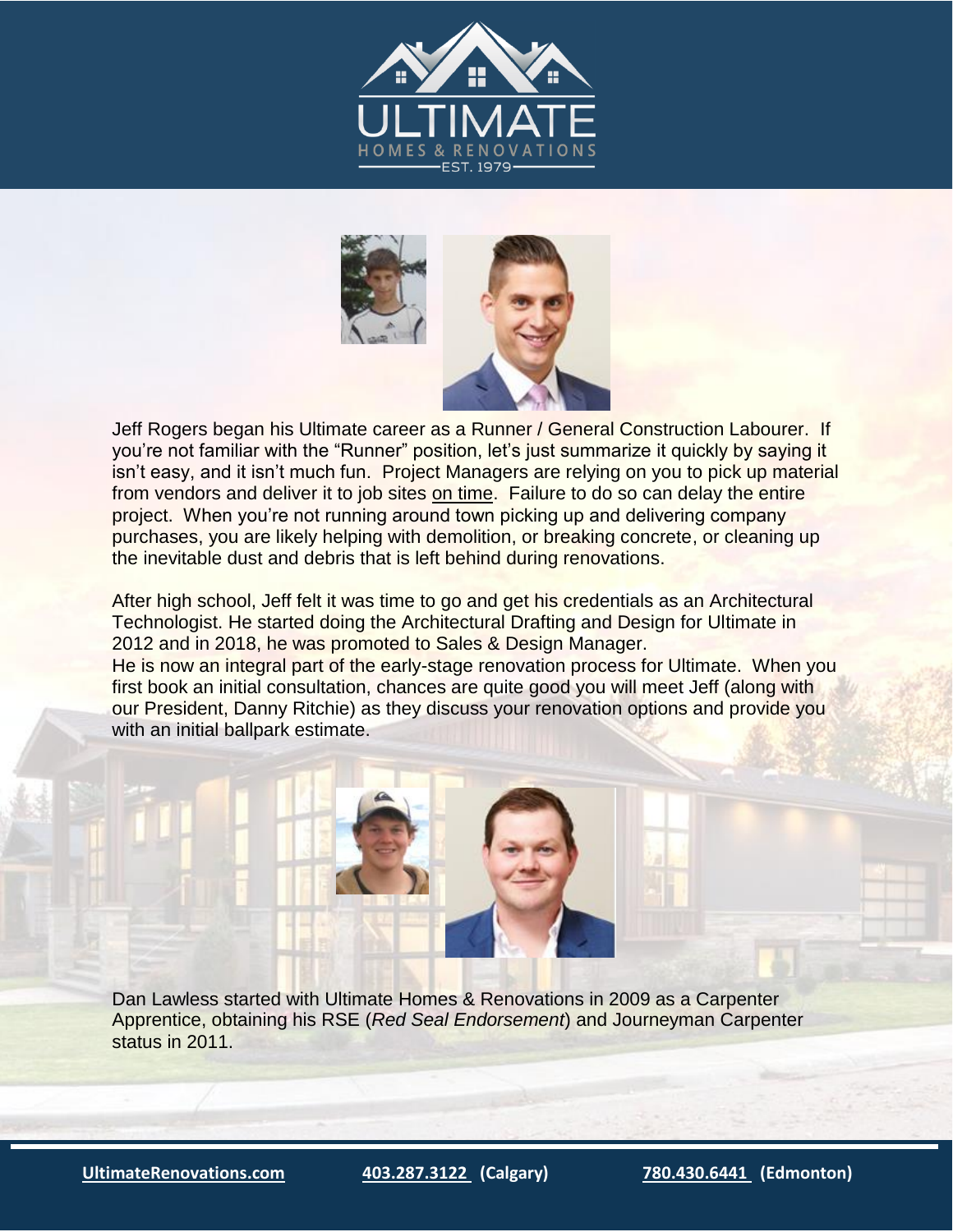Jeff Rogers began his Ultimate career as a Runner / General Construction Labourer. If you're not familiar with the "Runner" position, let's just summarize it quickly by saying it isn't easy, and it isn't much fun. Project Managers are relying on you to pick up material from vendors and deliver it to job sites on time. Failure to do so can delay the entire project. When you're not running around town picking up and delivering company purchases, you are likely helping with demolition, or breaking concrete, or cleaning up the inevitable dust and debris that is left behind during renovations.

After high school, Jeff felt it was time to go and get his credentials as an Architectural Technologist. He started doing the Architectural Drafting and Design for Ultimate in 2012 and in 2018, he was promoted to Sales & Design Manager.
He is now an integral part of the early-stage renovation process for Ultimate. When you first book an initial consultation, chances are quite good you will meet Jeff (along with our President, Danny Ritchie) as they discuss your renovation options and provide you with an initial ballpark estimate.

Dan Lawless started with Ultimate Homes & Renovations in 2009 as a Carpenter Apprentice, obtaining his RSE (*Red Seal Endorsement*) and Journeyman Carpenter status in 2011.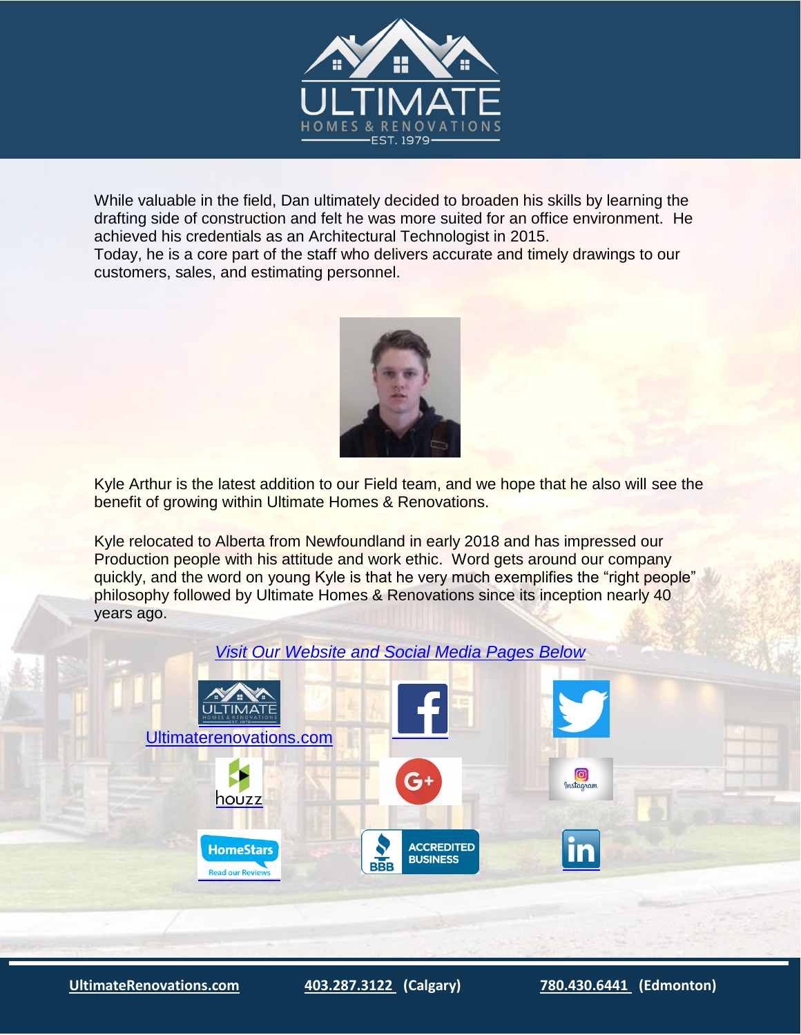While valuable in the field, Dan ultimately decided to broaden his skills by learning the drafting side of construction and felt he was more suited for an office environment. He achieved his credentials as an Architectural Technologist in 2015.
Today, he is a core part of the staff who delivers accurate and timely drawings to our customers, sales, and estimating personnel.

Kyle Arthur is the latest addition to our Field team, and we hope that he also will see the benefit of growing within Ultimate Homes & Renovations.

Kyle relocated to Alberta from Newfoundland in early 2018 and has impressed our Production people with his attitude and work ethic. Word gets around our company quickly, and the word on young Kyle is that he very much exemplifies the "right people" philosophy followed by Ultimate Homes & Renovations since its inception nearly 40 years ago.

*Visit Our Website and Social Media Pages Below*

Ultimaterenovations.com

UltimateRenovations.com 403.287.3122 (Calgary) 780.430.6441 (Edmonton)